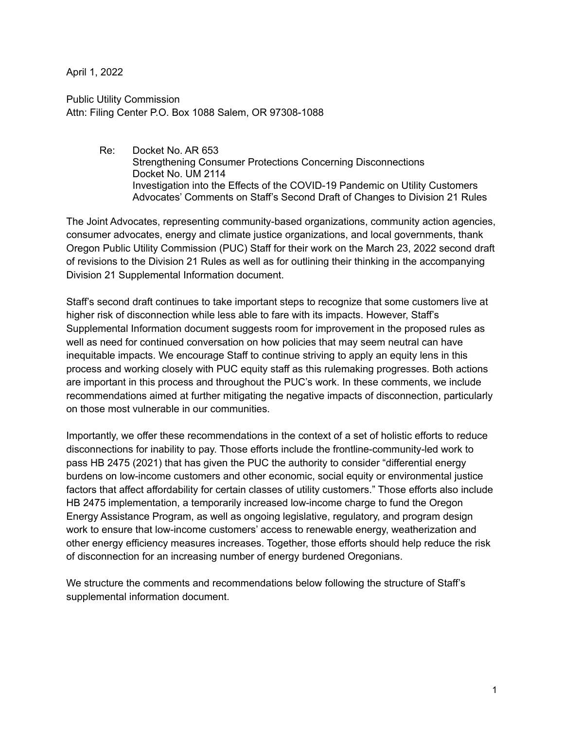April 1, 2022

Public Utility Commission
Attn: Filing Center P.O. Box 1088 Salem, OR 97308-1088

> Re: Docket No. AR 653
> Strengthening Consumer Protections Concerning Disconnections
> Docket No. UM 2114
> Investigation into the Effects of the COVID-19 Pandemic on Utility Customers
> Advocates' Comments on Staff's Second Draft of Changes to Division 21 Rules

The Joint Advocates, representing community-based organizations, community action agencies, consumer advocates, energy and climate justice organizations, and local governments, thank Oregon Public Utility Commission (PUC) Staff for their work on the March 23, 2022 second draft of revisions to the Division 21 Rules as well as for outlining their thinking in the accompanying Division 21 Supplemental Information document.

Staff's second draft continues to take important steps to recognize that some customers live at higher risk of disconnection while less able to fare with its impacts. However, Staff's Supplemental Information document suggests room for improvement in the proposed rules as well as need for continued conversation on how policies that may seem neutral can have inequitable impacts. We encourage Staff to continue striving to apply an equity lens in this process and working closely with PUC equity staff as this rulemaking progresses. Both actions are important in this process and throughout the PUC's work. In these comments, we include recommendations aimed at further mitigating the negative impacts of disconnection, particularly on those most vulnerable in our communities.

Importantly, we offer these recommendations in the context of a set of holistic efforts to reduce disconnections for inability to pay. Those efforts include the frontline-community-led work to pass HB 2475 (2021) that has given the PUC the authority to consider "differential energy burdens on low-income customers and other economic, social equity or environmental justice factors that affect affordability for certain classes of utility customers." Those efforts also include HB 2475 implementation, a temporarily increased low-income charge to fund the Oregon Energy Assistance Program, as well as ongoing legislative, regulatory, and program design work to ensure that low-income customers' access to renewable energy, weatherization and other energy efficiency measures increases. Together, those efforts should help reduce the risk of disconnection for an increasing number of energy burdened Oregonians.

We structure the comments and recommendations below following the structure of Staff's supplemental information document.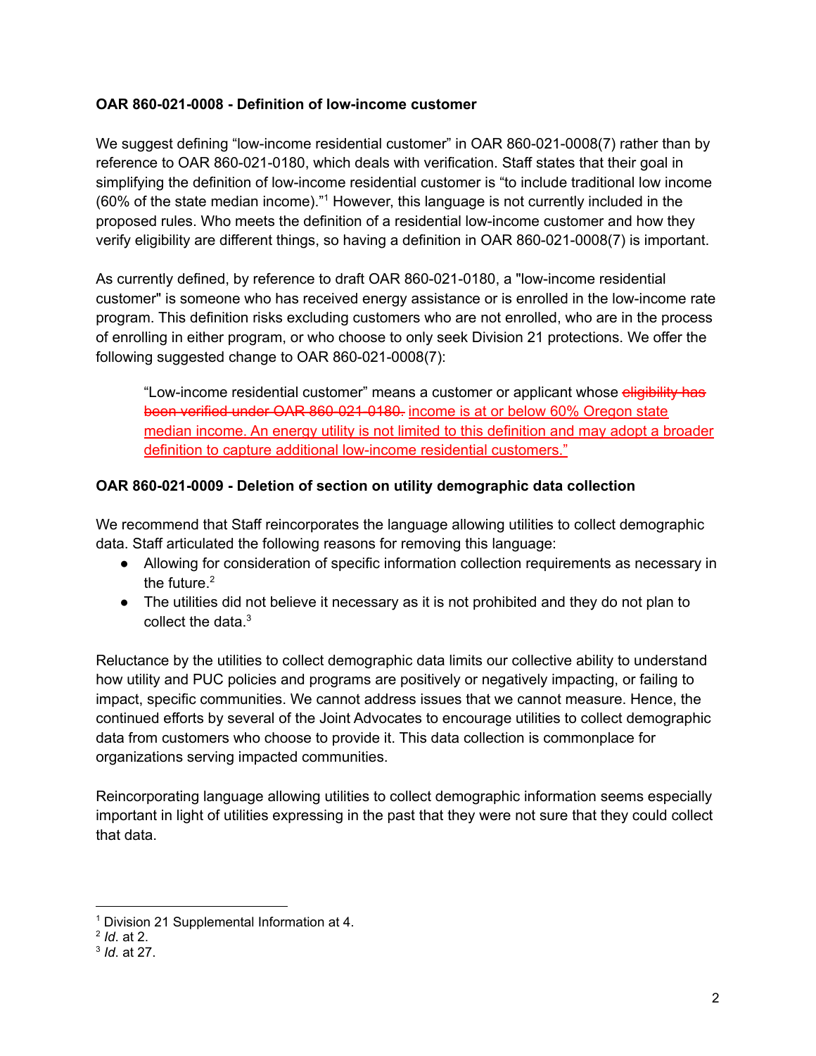**OAR 860-021-0008 - Definition of low-income customer**

We suggest defining "low-income residential customer" in OAR 860-021-0008(7) rather than by reference to OAR 860-021-0180, which deals with verification. Staff states that their goal in simplifying the definition of low-income residential customer is "to include traditional low income (60% of the state median income)."[1] However, this language is not currently included in the proposed rules. Who meets the definition of a residential low-income customer and how they verify eligibility are different things, so having a definition in OAR 860-021-0008(7) is important.

As currently defined, by reference to draft OAR 860-021-0180, a "low-income residential customer" is someone who has received energy assistance or is enrolled in the low-income rate program. This definition risks excluding customers who are not enrolled, who are in the process of enrolling in either program, or who choose to only seek Division 21 protections. We offer the following suggested change to OAR 860-021-0008(7):

> "Low-income residential customer" means a customer or applicant whose ~~eligibility has been verified under OAR 860-021-0180.~~ income is at or below 60% Oregon state median income. An energy utility is not limited to this definition and may adopt a broader definition to capture additional low-income residential customers."

**OAR 860-021-0009 - Deletion of section on utility demographic data collection**

We recommend that Staff reincorporates the language allowing utilities to collect demographic data. Staff articulated the following reasons for removing this language:

- Allowing for consideration of specific information collection requirements as necessary in the future.[2]
- The utilities did not believe it necessary as it is not prohibited and they do not plan to collect the data.[3]

Reluctance by the utilities to collect demographic data limits our collective ability to understand how utility and PUC policies and programs are positively or negatively impacting, or failing to impact, specific communities. We cannot address issues that we cannot measure. Hence, the continued efforts by several of the Joint Advocates to encourage utilities to collect demographic data from customers who choose to provide it. This data collection is commonplace for organizations serving impacted communities.

Reincorporating language allowing utilities to collect demographic information seems especially important in light of utilities expressing in the past that they were not sure that they could collect that data.

---

[1] Division 21 Supplemental Information at 4.
[2] *Id.* at 2.
[3] *Id.* at 27.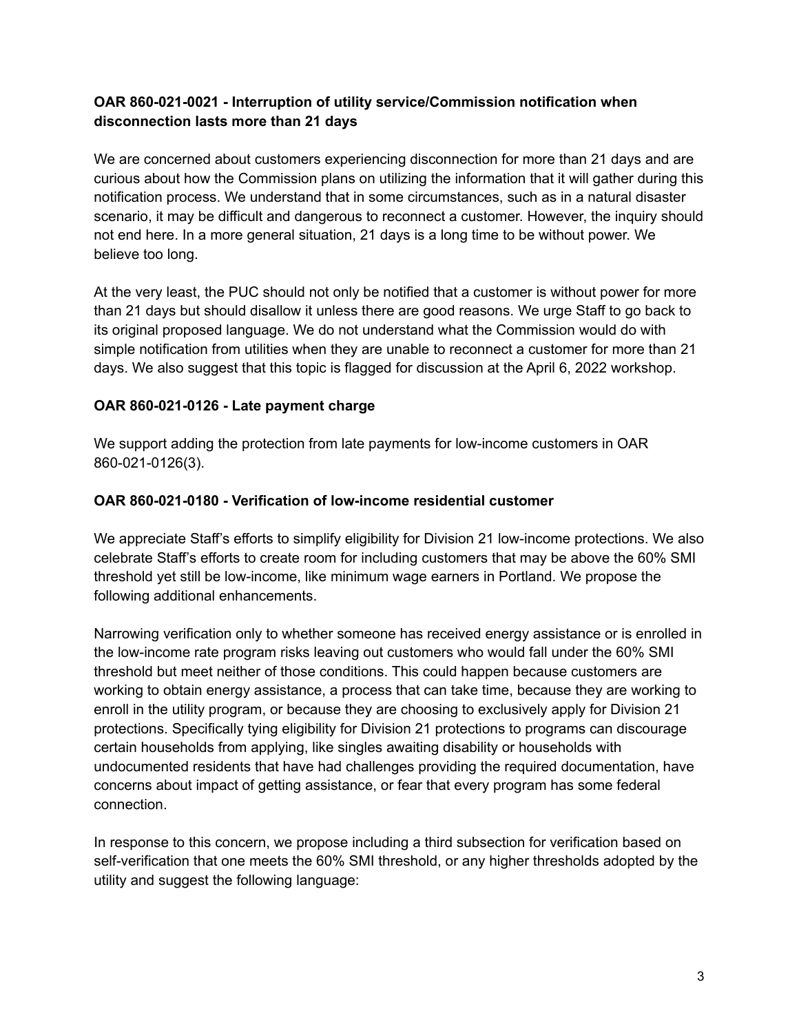**OAR 860-021-0021 - Interruption of utility service/Commission notification when disconnection lasts more than 21 days**

We are concerned about customers experiencing disconnection for more than 21 days and are curious about how the Commission plans on utilizing the information that it will gather during this notification process. We understand that in some circumstances, such as in a natural disaster scenario, it may be difficult and dangerous to reconnect a customer. However, the inquiry should not end here. In a more general situation, 21 days is a long time to be without power. We believe too long.

At the very least, the PUC should not only be notified that a customer is without power for more than 21 days but should disallow it unless there are good reasons. We urge Staff to go back to its original proposed language. We do not understand what the Commission would do with simple notification from utilities when they are unable to reconnect a customer for more than 21 days. We also suggest that this topic is flagged for discussion at the April 6, 2022 workshop.

**OAR 860-021-0126 - Late payment charge**

We support adding the protection from late payments for low-income customers in OAR 860-021-0126(3).

**OAR 860-021-0180 - Verification of low-income residential customer**

We appreciate Staff's efforts to simplify eligibility for Division 21 low-income protections. We also celebrate Staff's efforts to create room for including customers that may be above the 60% SMI threshold yet still be low-income, like minimum wage earners in Portland. We propose the following additional enhancements.

Narrowing verification only to whether someone has received energy assistance or is enrolled in the low-income rate program risks leaving out customers who would fall under the 60% SMI threshold but meet neither of those conditions. This could happen because customers are working to obtain energy assistance, a process that can take time, because they are working to enroll in the utility program, or because they are choosing to exclusively apply for Division 21 protections. Specifically tying eligibility for Division 21 protections to programs can discourage certain households from applying, like singles awaiting disability or households with undocumented residents that have had challenges providing the required documentation, have concerns about impact of getting assistance, or fear that every program has some federal connection.

In response to this concern, we propose including a third subsection for verification based on self-verification that one meets the 60% SMI threshold, or any higher thresholds adopted by the utility and suggest the following language: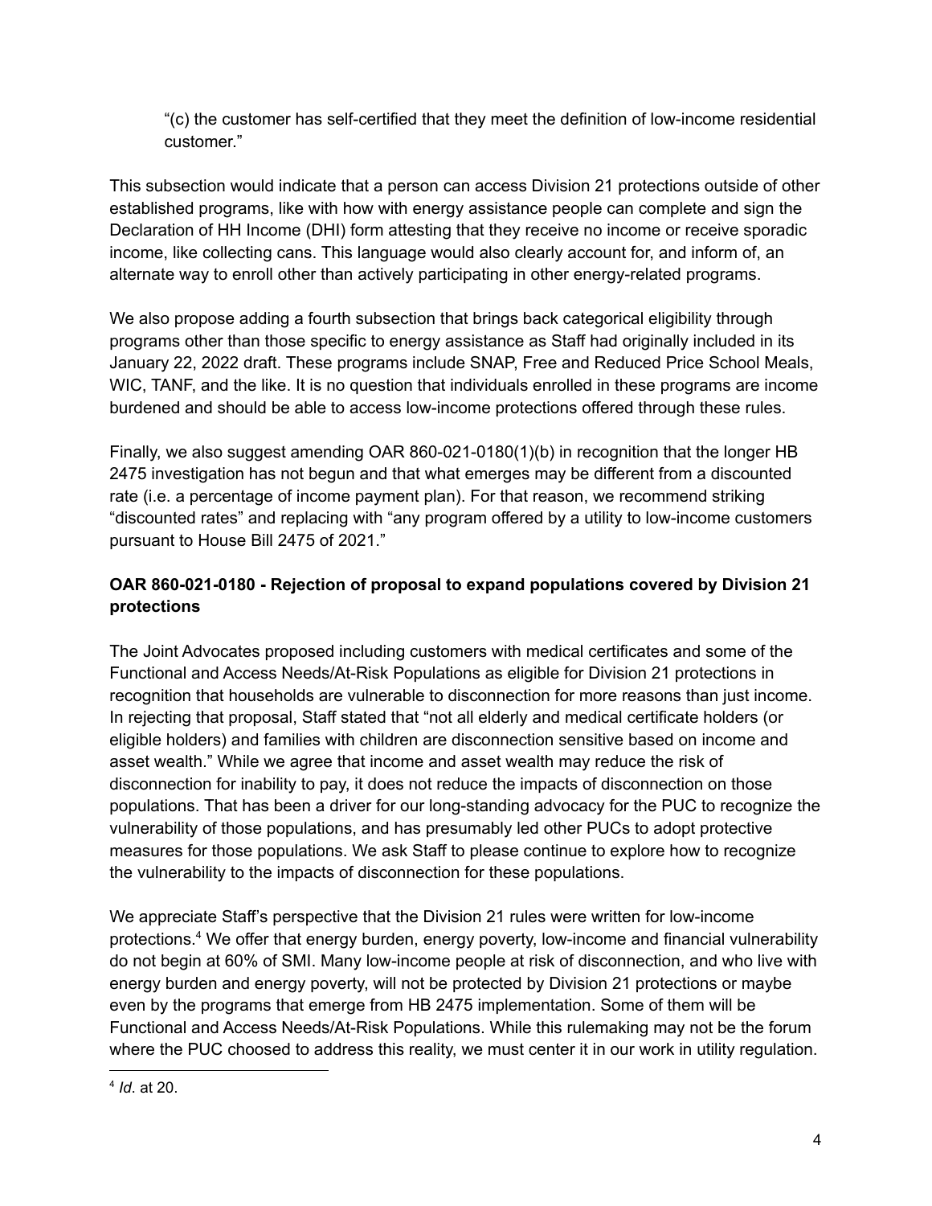> "(c) the customer has self-certified that they meet the definition of low-income residential customer."

This subsection would indicate that a person can access Division 21 protections outside of other established programs, like with how with energy assistance people can complete and sign the Declaration of HH Income (DHI) form attesting that they receive no income or receive sporadic income, like collecting cans. This language would also clearly account for, and inform of, an alternate way to enroll other than actively participating in other energy-related programs.

We also propose adding a fourth subsection that brings back categorical eligibility through programs other than those specific to energy assistance as Staff had originally included in its January 22, 2022 draft. These programs include SNAP, Free and Reduced Price School Meals, WIC, TANF, and the like. It is no question that individuals enrolled in these programs are income burdened and should be able to access low-income protections offered through these rules.

Finally, we also suggest amending OAR 860-021-0180(1)(b) in recognition that the longer HB 2475 investigation has not begun and that what emerges may be different from a discounted rate (i.e. a percentage of income payment plan). For that reason, we recommend striking "discounted rates" and replacing with "any program offered by a utility to low-income customers pursuant to House Bill 2475 of 2021."

**OAR 860-021-0180 - Rejection of proposal to expand populations covered by Division 21 protections**

The Joint Advocates proposed including customers with medical certificates and some of the Functional and Access Needs/At-Risk Populations as eligible for Division 21 protections in recognition that households are vulnerable to disconnection for more reasons than just income. In rejecting that proposal, Staff stated that "not all elderly and medical certificate holders (or eligible holders) and families with children are disconnection sensitive based on income and asset wealth." While we agree that income and asset wealth may reduce the risk of disconnection for inability to pay, it does not reduce the impacts of disconnection on those populations. That has been a driver for our long-standing advocacy for the PUC to recognize the vulnerability of those populations, and has presumably led other PUCs to adopt protective measures for those populations. We ask Staff to please continue to explore how to recognize the vulnerability to the impacts of disconnection for these populations.

We appreciate Staff's perspective that the Division 21 rules were written for low-income protections.[4] We offer that energy burden, energy poverty, low-income and financial vulnerability do not begin at 60% of SMI. Many low-income people at risk of disconnection, and who live with energy burden and energy poverty, will not be protected by Division 21 protections or maybe even by the programs that emerge from HB 2475 implementation. Some of them will be Functional and Access Needs/At-Risk Populations. While this rulemaking may not be the forum where the PUC choosed to address this reality, we must center it in our work in utility regulation.

[4] *Id*. at 20.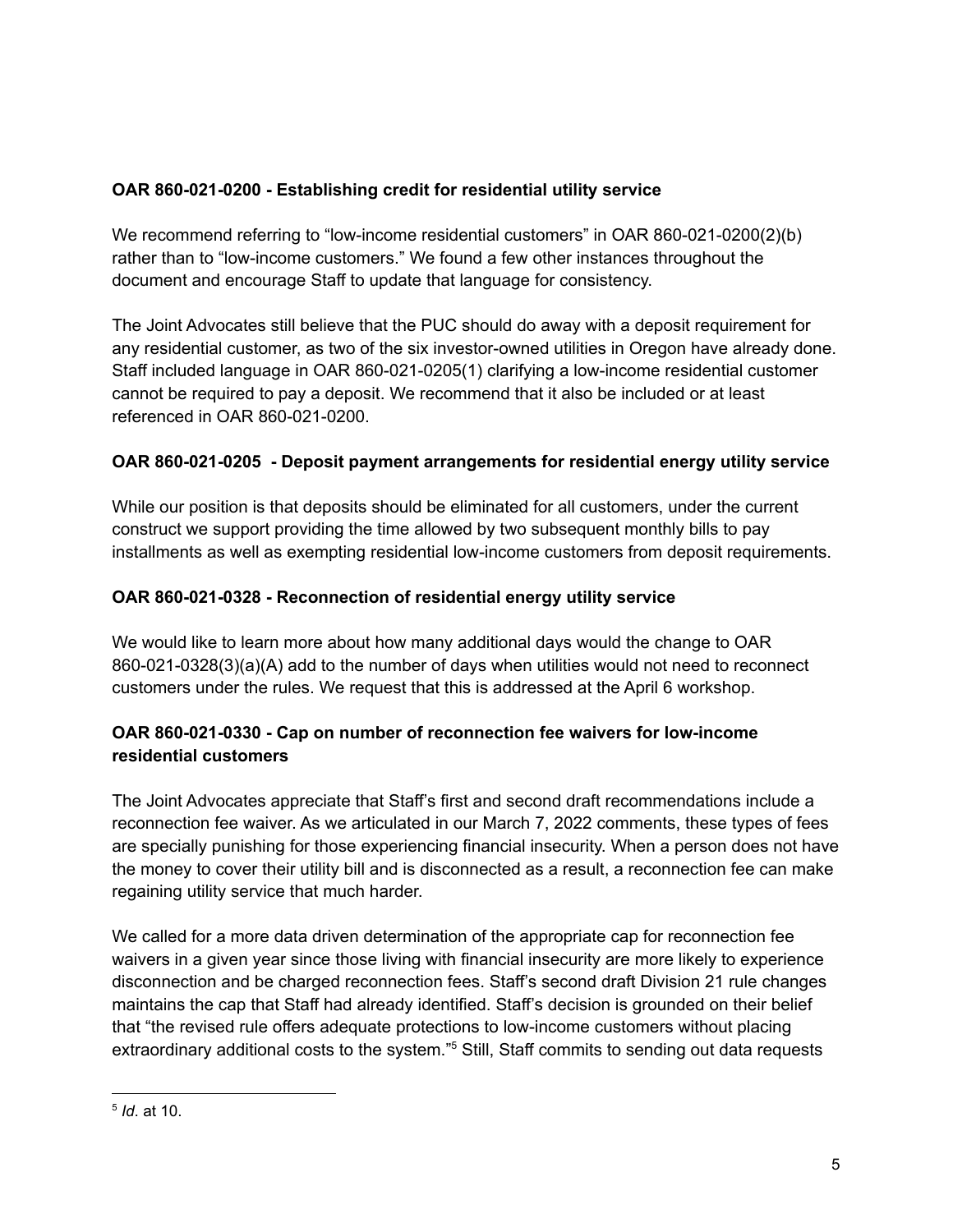**OAR 860-021-0200 - Establishing credit for residential utility service**

We recommend referring to "low-income residential customers" in OAR 860-021-0200(2)(b) rather than to "low-income customers." We found a few other instances throughout the document and encourage Staff to update that language for consistency.

The Joint Advocates still believe that the PUC should do away with a deposit requirement for any residential customer, as two of the six investor-owned utilities in Oregon have already done. Staff included language in OAR 860-021-0205(1) clarifying a low-income residential customer cannot be required to pay a deposit. We recommend that it also be included or at least referenced in OAR 860-021-0200.

**OAR 860-021-0205 - Deposit payment arrangements for residential energy utility service**

While our position is that deposits should be eliminated for all customers, under the current construct we support providing the time allowed by two subsequent monthly bills to pay installments as well as exempting residential low-income customers from deposit requirements.

**OAR 860-021-0328 - Reconnection of residential energy utility service**

We would like to learn more about how many additional days would the change to OAR 860-021-0328(3)(a)(A) add to the number of days when utilities would not need to reconnect customers under the rules. We request that this is addressed at the April 6 workshop.

**OAR 860-021-0330 - Cap on number of reconnection fee waivers for low-income residential customers**

The Joint Advocates appreciate that Staff's first and second draft recommendations include a reconnection fee waiver. As we articulated in our March 7, 2022 comments, these types of fees are specially punishing for those experiencing financial insecurity. When a person does not have the money to cover their utility bill and is disconnected as a result, a reconnection fee can make regaining utility service that much harder.

We called for a more data driven determination of the appropriate cap for reconnection fee waivers in a given year since those living with financial insecurity are more likely to experience disconnection and be charged reconnection fees. Staff's second draft Division 21 rule changes maintains the cap that Staff had already identified. Staff's decision is grounded on their belief that "the revised rule offers adequate protections to low-income customers without placing extraordinary additional costs to the system."[5] Still, Staff commits to sending out data requests

[5] *Id*. at 10.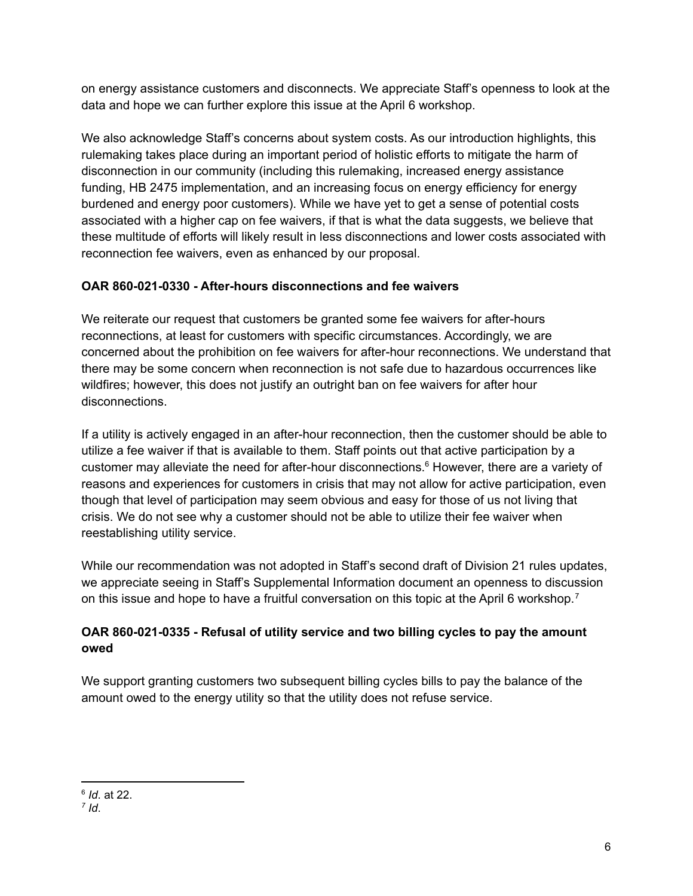on energy assistance customers and disconnects. We appreciate Staff's openness to look at the data and hope we can further explore this issue at the April 6 workshop.

We also acknowledge Staff's concerns about system costs. As our introduction highlights, this rulemaking takes place during an important period of holistic efforts to mitigate the harm of disconnection in our community (including this rulemaking, increased energy assistance funding, HB 2475 implementation, and an increasing focus on energy efficiency for energy burdened and energy poor customers). While we have yet to get a sense of potential costs associated with a higher cap on fee waivers, if that is what the data suggests, we believe that these multitude of efforts will likely result in less disconnections and lower costs associated with reconnection fee waivers, even as enhanced by our proposal.

**OAR 860-021-0330 - After-hours disconnections and fee waivers**

We reiterate our request that customers be granted some fee waivers for after-hours reconnections, at least for customers with specific circumstances. Accordingly, we are concerned about the prohibition on fee waivers for after-hour reconnections. We understand that there may be some concern when reconnection is not safe due to hazardous occurrences like wildfires; however, this does not justify an outright ban on fee waivers for after hour disconnections.

If a utility is actively engaged in an after-hour reconnection, then the customer should be able to utilize a fee waiver if that is available to them. Staff points out that active participation by a customer may alleviate the need for after-hour disconnections.[6] However, there are a variety of reasons and experiences for customers in crisis that may not allow for active participation, even though that level of participation may seem obvious and easy for those of us not living that crisis. We do not see why a customer should not be able to utilize their fee waiver when reestablishing utility service.

While our recommendation was not adopted in Staff's second draft of Division 21 rules updates, we appreciate seeing in Staff's Supplemental Information document an openness to discussion on this issue and hope to have a fruitful conversation on this topic at the April 6 workshop.[7]

**OAR 860-021-0335 - Refusal of utility service and two billing cycles to pay the amount owed**

We support granting customers two subsequent billing cycles bills to pay the balance of the amount owed to the energy utility so that the utility does not refuse service.

---

[6] *Id*. at 22.

[7] *Id*.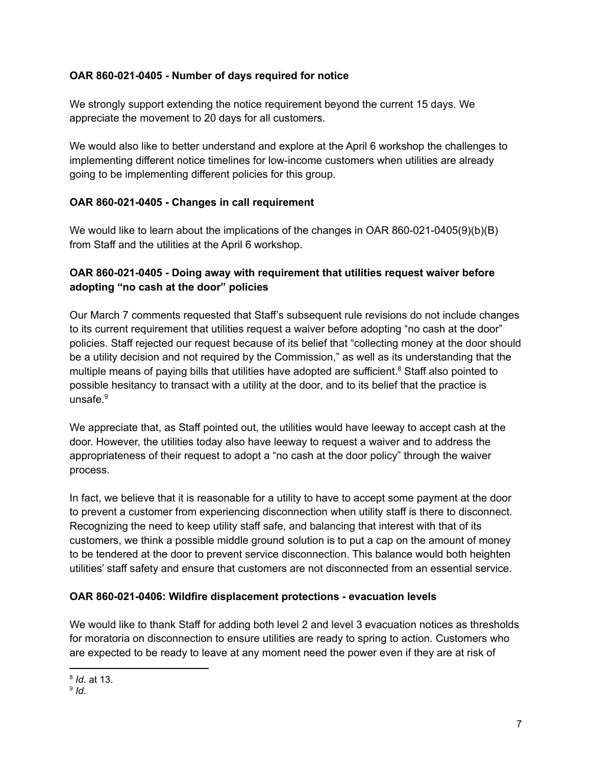**OAR 860-021-0405 - Number of days required for notice**

We strongly support extending the notice requirement beyond the current 15 days. We appreciate the movement to 20 days for all customers.

We would also like to better understand and explore at the April 6 workshop the challenges to implementing different notice timelines for low-income customers when utilities are already going to be implementing different policies for this group.

**OAR 860-021-0405 - Changes in call requirement**

We would like to learn about the implications of the changes in OAR 860-021-0405(9)(b)(B) from Staff and the utilities at the April 6 workshop.

**OAR 860-021-0405 - Doing away with requirement that utilities request waiver before adopting "no cash at the door" policies**

Our March 7 comments requested that Staff's subsequent rule revisions do not include changes to its current requirement that utilities request a waiver before adopting "no cash at the door" policies. Staff rejected our request because of its belief that "collecting money at the door should be a utility decision and not required by the Commission," as well as its understanding that the multiple means of paying bills that utilities have adopted are sufficient.[8] Staff also pointed to possible hesitancy to transact with a utility at the door, and to its belief that the practice is unsafe.[9]

We appreciate that, as Staff pointed out, the utilities would have leeway to accept cash at the door. However, the utilities today also have leeway to request a waiver and to address the appropriateness of their request to adopt a "no cash at the door policy" through the waiver process.

In fact, we believe that it is reasonable for a utility to have to accept some payment at the door to prevent a customer from experiencing disconnection when utility staff is there to disconnect. Recognizing the need to keep utility staff safe, and balancing that interest with that of its customers, we think a possible middle ground solution is to put a cap on the amount of money to be tendered at the door to prevent service disconnection. This balance would both heighten utilities' staff safety and ensure that customers are not disconnected from an essential service.

**OAR 860-021-0406: Wildfire displacement protections - evacuation levels**

We would like to thank Staff for adding both level 2 and level 3 evacuation notices as thresholds for moratoria on disconnection to ensure utilities are ready to spring to action. Customers who are expected to be ready to leave at any moment need the power even if they are at risk of

[8] *Id*. at 13.

[9] *Id*.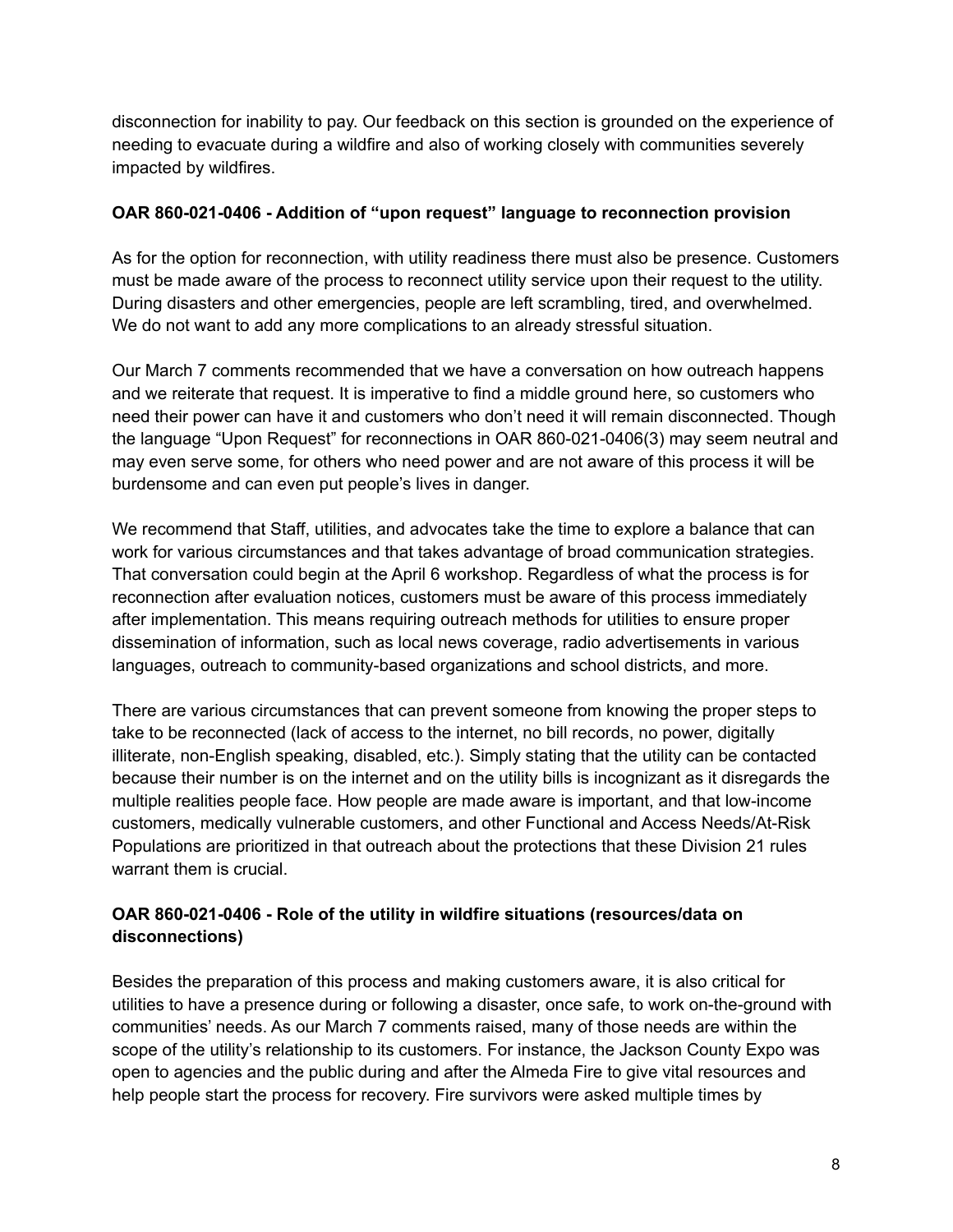disconnection for inability to pay. Our feedback on this section is grounded on the experience of needing to evacuate during a wildfire and also of working closely with communities severely impacted by wildfires.

**OAR 860-021-0406 - Addition of "upon request" language to reconnection provision**

As for the option for reconnection, with utility readiness there must also be presence. Customers must be made aware of the process to reconnect utility service upon their request to the utility. During disasters and other emergencies, people are left scrambling, tired, and overwhelmed. We do not want to add any more complications to an already stressful situation.

Our March 7 comments recommended that we have a conversation on how outreach happens and we reiterate that request. It is imperative to find a middle ground here, so customers who need their power can have it and customers who don't need it will remain disconnected. Though the language "Upon Request" for reconnections in OAR 860-021-0406(3) may seem neutral and may even serve some, for others who need power and are not aware of this process it will be burdensome and can even put people's lives in danger.

We recommend that Staff, utilities, and advocates take the time to explore a balance that can work for various circumstances and that takes advantage of broad communication strategies. That conversation could begin at the April 6 workshop. Regardless of what the process is for reconnection after evaluation notices, customers must be aware of this process immediately after implementation. This means requiring outreach methods for utilities to ensure proper dissemination of information, such as local news coverage, radio advertisements in various languages, outreach to community-based organizations and school districts, and more.

There are various circumstances that can prevent someone from knowing the proper steps to take to be reconnected (lack of access to the internet, no bill records, no power, digitally illiterate, non-English speaking, disabled, etc.). Simply stating that the utility can be contacted because their number is on the internet and on the utility bills is incognizant as it disregards the multiple realities people face. How people are made aware is important, and that low-income customers, medically vulnerable customers, and other Functional and Access Needs/At-Risk Populations are prioritized in that outreach about the protections that these Division 21 rules warrant them is crucial.

**OAR 860-021-0406 - Role of the utility in wildfire situations (resources/data on disconnections)**

Besides the preparation of this process and making customers aware, it is also critical for utilities to have a presence during or following a disaster, once safe, to work on-the-ground with communities' needs. As our March 7 comments raised, many of those needs are within the scope of the utility's relationship to its customers. For instance, the Jackson County Expo was open to agencies and the public during and after the Almeda Fire to give vital resources and help people start the process for recovery. Fire survivors were asked multiple times by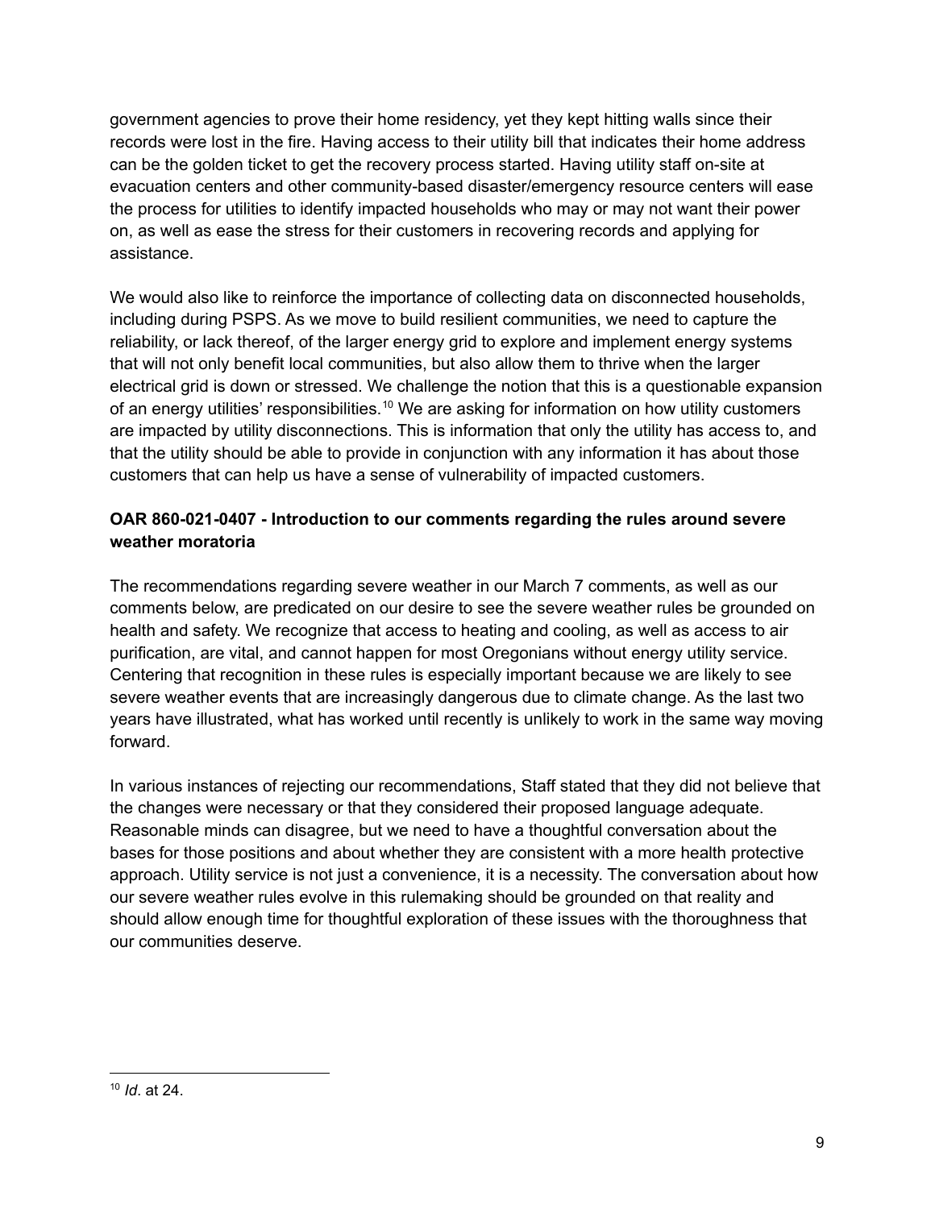government agencies to prove their home residency, yet they kept hitting walls since their records were lost in the fire. Having access to their utility bill that indicates their home address can be the golden ticket to get the recovery process started. Having utility staff on-site at evacuation centers and other community-based disaster/emergency resource centers will ease the process for utilities to identify impacted households who may or may not want their power on, as well as ease the stress for their customers in recovering records and applying for assistance.

We would also like to reinforce the importance of collecting data on disconnected households, including during PSPS. As we move to build resilient communities, we need to capture the reliability, or lack thereof, of the larger energy grid to explore and implement energy systems that will not only benefit local communities, but also allow them to thrive when the larger electrical grid is down or stressed. We challenge the notion that this is a questionable expansion of an energy utilities' responsibilities.[10] We are asking for information on how utility customers are impacted by utility disconnections. This is information that only the utility has access to, and that the utility should be able to provide in conjunction with any information it has about those customers that can help us have a sense of vulnerability of impacted customers.

**OAR 860-021-0407 - Introduction to our comments regarding the rules around severe weather moratoria**

The recommendations regarding severe weather in our March 7 comments, as well as our comments below, are predicated on our desire to see the severe weather rules be grounded on health and safety. We recognize that access to heating and cooling, as well as access to air purification, are vital, and cannot happen for most Oregonians without energy utility service. Centering that recognition in these rules is especially important because we are likely to see severe weather events that are increasingly dangerous due to climate change. As the last two years have illustrated, what has worked until recently is unlikely to work in the same way moving forward.

In various instances of rejecting our recommendations, Staff stated that they did not believe that the changes were necessary or that they considered their proposed language adequate. Reasonable minds can disagree, but we need to have a thoughtful conversation about the bases for those positions and about whether they are consistent with a more health protective approach. Utility service is not just a convenience, it is a necessity. The conversation about how our severe weather rules evolve in this rulemaking should be grounded on that reality and should allow enough time for thoughtful exploration of these issues with the thoroughness that our communities deserve.

---

[10] *Id*. at 24.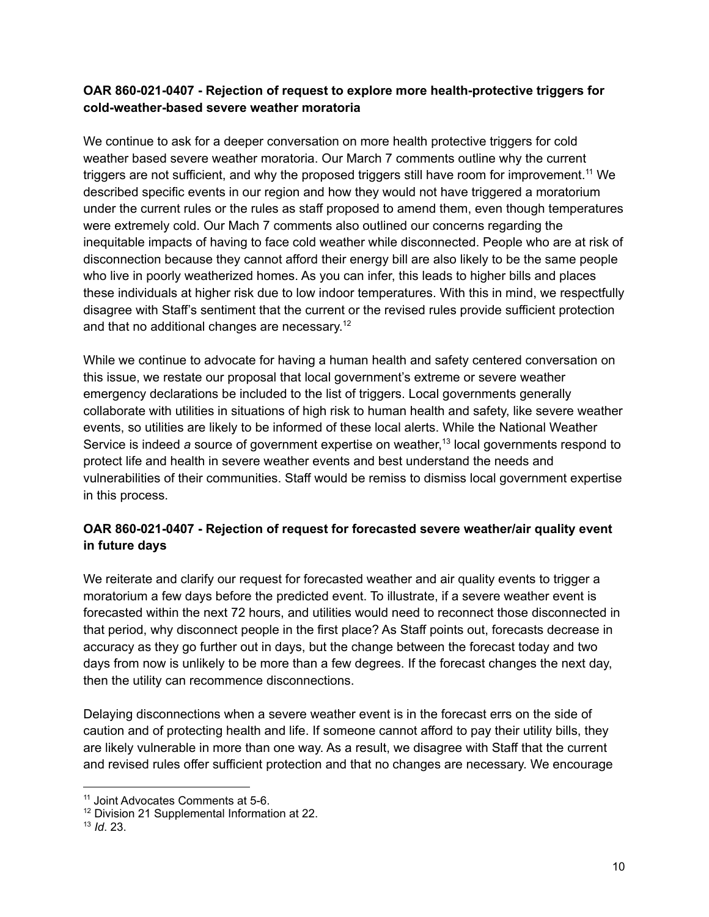**OAR 860-021-0407 - Rejection of request to explore more health-protective triggers for cold-weather-based severe weather moratoria**

We continue to ask for a deeper conversation on more health protective triggers for cold weather based severe weather moratoria. Our March 7 comments outline why the current triggers are not sufficient, and why the proposed triggers still have room for improvement.[11] We described specific events in our region and how they would not have triggered a moratorium under the current rules or the rules as staff proposed to amend them, even though temperatures were extremely cold. Our Mach 7 comments also outlined our concerns regarding the inequitable impacts of having to face cold weather while disconnected. People who are at risk of disconnection because they cannot afford their energy bill are also likely to be the same people who live in poorly weatherized homes. As you can infer, this leads to higher bills and places these individuals at higher risk due to low indoor temperatures. With this in mind, we respectfully disagree with Staff's sentiment that the current or the revised rules provide sufficient protection and that no additional changes are necessary.[12]

While we continue to advocate for having a human health and safety centered conversation on this issue, we restate our proposal that local government's extreme or severe weather emergency declarations be included to the list of triggers. Local governments generally collaborate with utilities in situations of high risk to human health and safety, like severe weather events, so utilities are likely to be informed of these local alerts. While the National Weather Service is indeed *a* source of government expertise on weather,[13] local governments respond to protect life and health in severe weather events and best understand the needs and vulnerabilities of their communities. Staff would be remiss to dismiss local government expertise in this process.

**OAR 860-021-0407 - Rejection of request for forecasted severe weather/air quality event in future days**

We reiterate and clarify our request for forecasted weather and air quality events to trigger a moratorium a few days before the predicted event. To illustrate, if a severe weather event is forecasted within the next 72 hours, and utilities would need to reconnect those disconnected in that period, why disconnect people in the first place? As Staff points out, forecasts decrease in accuracy as they go further out in days, but the change between the forecast today and two days from now is unlikely to be more than a few degrees. If the forecast changes the next day, then the utility can recommence disconnections.

Delaying disconnections when a severe weather event is in the forecast errs on the side of caution and of protecting health and life. If someone cannot afford to pay their utility bills, they are likely vulnerable in more than one way. As a result, we disagree with Staff that the current and revised rules offer sufficient protection and that no changes are necessary. We encourage

---

[11] Joint Advocates Comments at 5-6.

[12] Division 21 Supplemental Information at 22.

[13] *Id*. 23.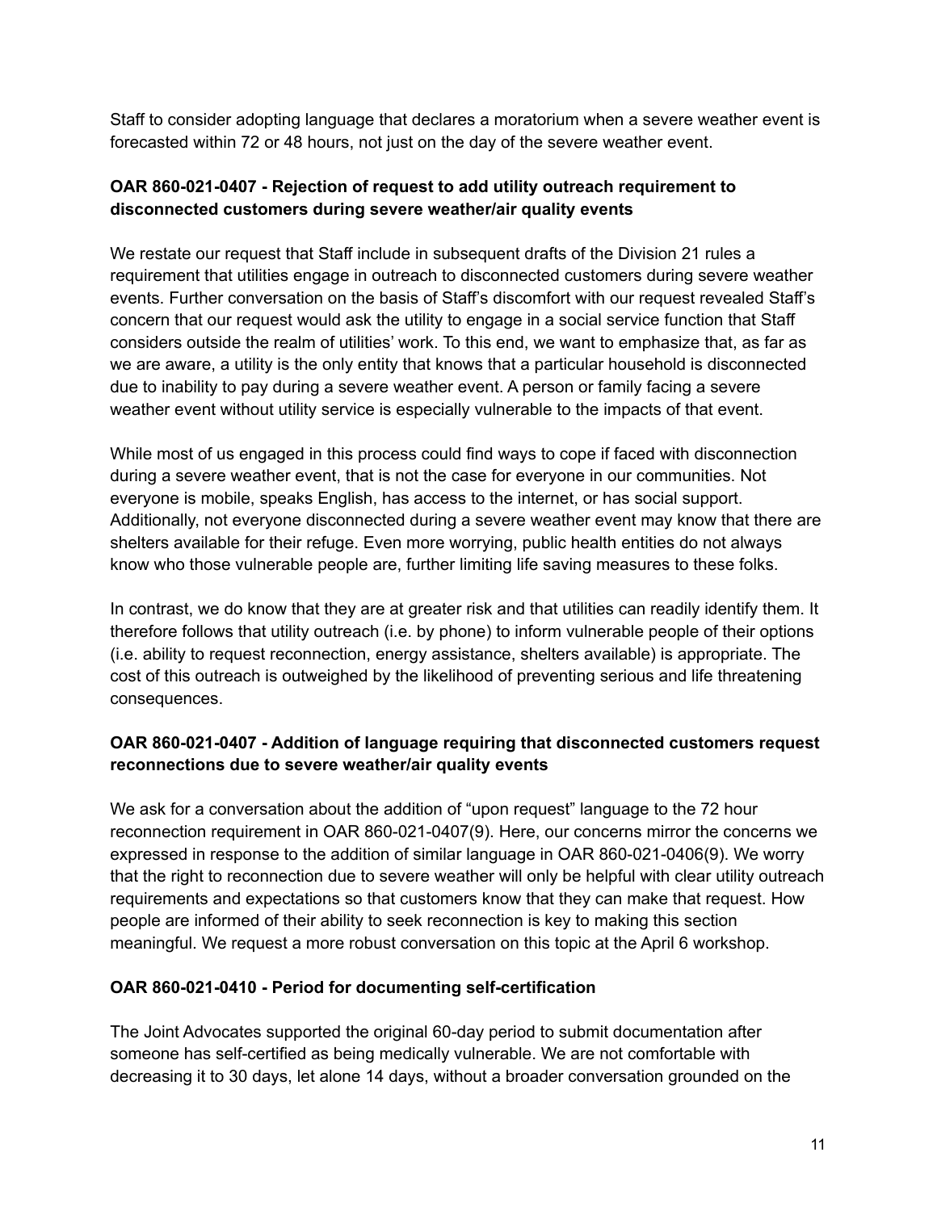Staff to consider adopting language that declares a moratorium when a severe weather event is forecasted within 72 or 48 hours, not just on the day of the severe weather event.

**OAR 860-021-0407 - Rejection of request to add utility outreach requirement to disconnected customers during severe weather/air quality events**

We restate our request that Staff include in subsequent drafts of the Division 21 rules a requirement that utilities engage in outreach to disconnected customers during severe weather events. Further conversation on the basis of Staff's discomfort with our request revealed Staff's concern that our request would ask the utility to engage in a social service function that Staff considers outside the realm of utilities' work. To this end, we want to emphasize that, as far as we are aware, a utility is the only entity that knows that a particular household is disconnected due to inability to pay during a severe weather event. A person or family facing a severe weather event without utility service is especially vulnerable to the impacts of that event.

While most of us engaged in this process could find ways to cope if faced with disconnection during a severe weather event, that is not the case for everyone in our communities. Not everyone is mobile, speaks English, has access to the internet, or has social support. Additionally, not everyone disconnected during a severe weather event may know that there are shelters available for their refuge. Even more worrying, public health entities do not always know who those vulnerable people are, further limiting life saving measures to these folks.

In contrast, we do know that they are at greater risk and that utilities can readily identify them. It therefore follows that utility outreach (i.e. by phone) to inform vulnerable people of their options (i.e. ability to request reconnection, energy assistance, shelters available) is appropriate. The cost of this outreach is outweighed by the likelihood of preventing serious and life threatening consequences.

**OAR 860-021-0407 - Addition of language requiring that disconnected customers request reconnections due to severe weather/air quality events**

We ask for a conversation about the addition of "upon request" language to the 72 hour reconnection requirement in OAR 860-021-0407(9). Here, our concerns mirror the concerns we expressed in response to the addition of similar language in OAR 860-021-0406(9). We worry that the right to reconnection due to severe weather will only be helpful with clear utility outreach requirements and expectations so that customers know that they can make that request. How people are informed of their ability to seek reconnection is key to making this section meaningful. We request a more robust conversation on this topic at the April 6 workshop.

**OAR 860-021-0410 - Period for documenting self-certification**

The Joint Advocates supported the original 60-day period to submit documentation after someone has self-certified as being medically vulnerable. We are not comfortable with decreasing it to 30 days, let alone 14 days, without a broader conversation grounded on the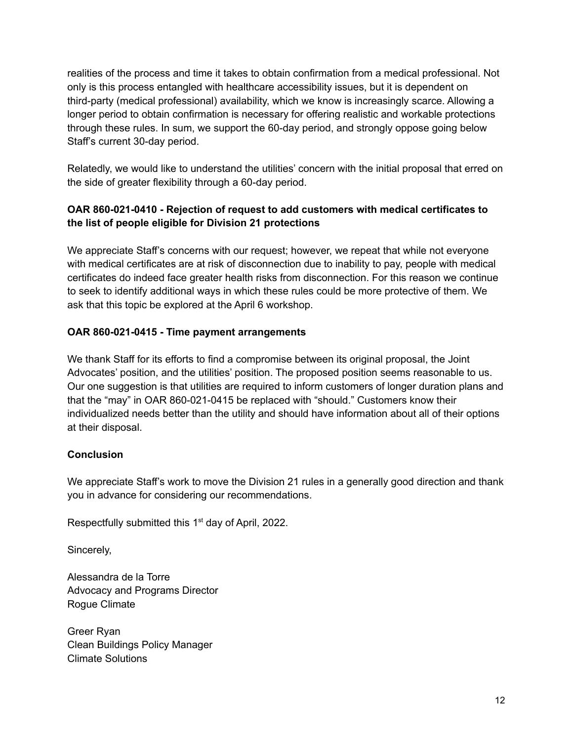realities of the process and time it takes to obtain confirmation from a medical professional. Not only is this process entangled with healthcare accessibility issues, but it is dependent on third-party (medical professional) availability, which we know is increasingly scarce. Allowing a longer period to obtain confirmation is necessary for offering realistic and workable protections through these rules. In sum, we support the 60-day period, and strongly oppose going below Staff's current 30-day period.

Relatedly, we would like to understand the utilities' concern with the initial proposal that erred on the side of greater flexibility through a 60-day period.

**OAR 860-021-0410 - Rejection of request to add customers with medical certificates to the list of people eligible for Division 21 protections**

We appreciate Staff's concerns with our request; however, we repeat that while not everyone with medical certificates are at risk of disconnection due to inability to pay, people with medical certificates do indeed face greater health risks from disconnection. For this reason we continue to seek to identify additional ways in which these rules could be more protective of them. We ask that this topic be explored at the April 6 workshop.

**OAR 860-021-0415 - Time payment arrangements**

We thank Staff for its efforts to find a compromise between its original proposal, the Joint Advocates' position, and the utilities' position. The proposed position seems reasonable to us. Our one suggestion is that utilities are required to inform customers of longer duration plans and that the "may" in OAR 860-021-0415 be replaced with "should." Customers know their individualized needs better than the utility and should have information about all of their options at their disposal.

**Conclusion**

We appreciate Staff's work to move the Division 21 rules in a generally good direction and thank you in advance for considering our recommendations.

Respectfully submitted this 1st day of April, 2022.

Sincerely,

Alessandra de la Torre
Advocacy and Programs Director
Rogue Climate

Greer Ryan
Clean Buildings Policy Manager
Climate Solutions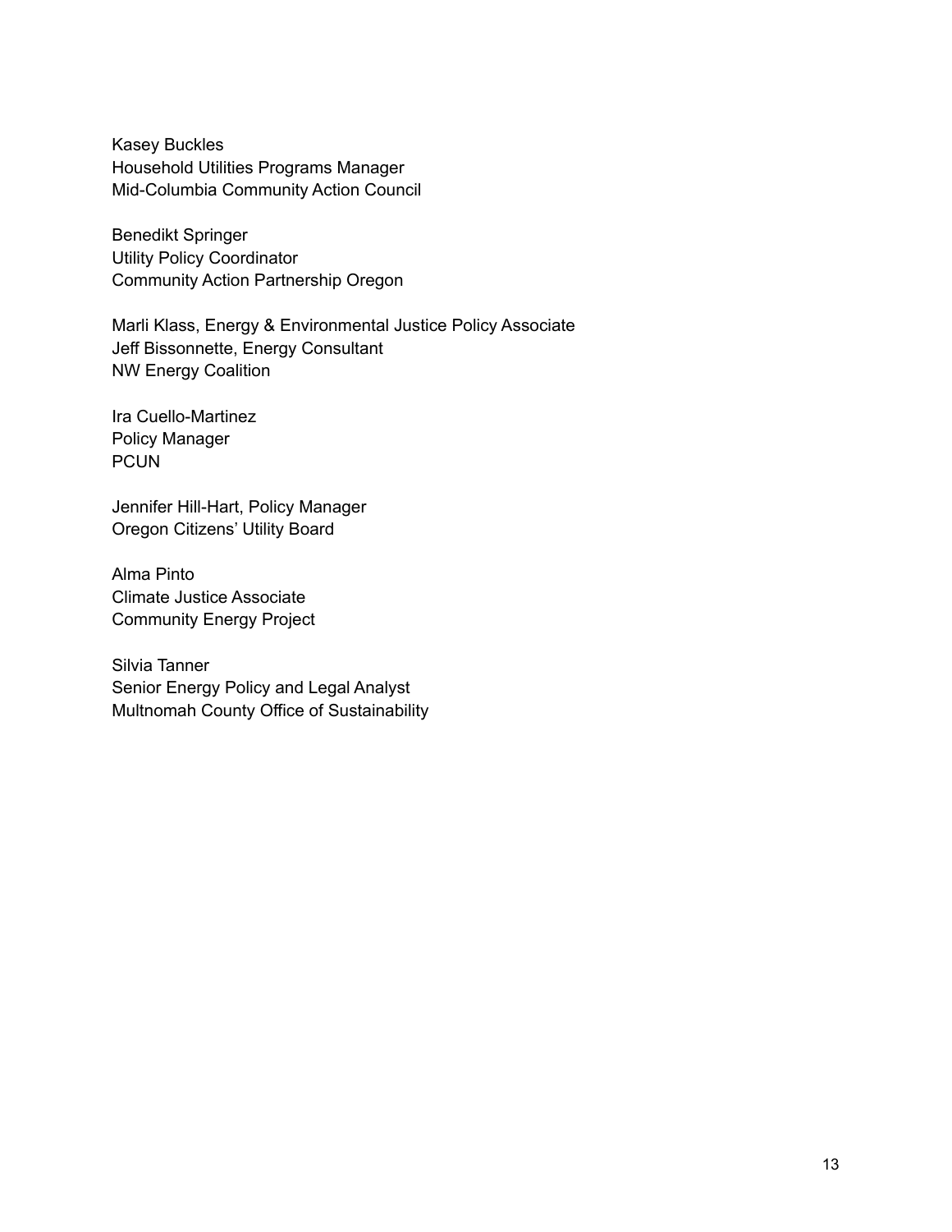Kasey Buckles
Household Utilities Programs Manager
Mid-Columbia Community Action Council

Benedikt Springer
Utility Policy Coordinator
Community Action Partnership Oregon

Marli Klass, Energy & Environmental Justice Policy Associate
Jeff Bissonnette, Energy Consultant
NW Energy Coalition

Ira Cuello-Martinez
Policy Manager
PCUN

Jennifer Hill-Hart, Policy Manager
Oregon Citizens' Utility Board

Alma Pinto
Climate Justice Associate
Community Energy Project

Silvia Tanner
Senior Energy Policy and Legal Analyst
Multnomah County Office of Sustainability